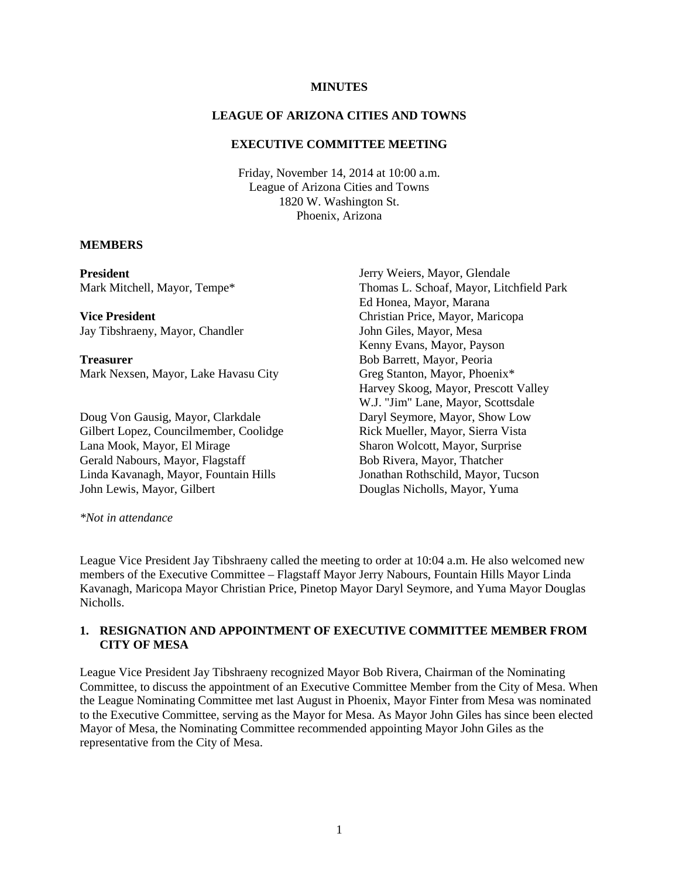**MINUTES**

**LEAGUE OF ARIZONA CITIES AND TOWNS**

**EXECUTIVE COMMITTEE MEETING**

Friday, November 14, 2014 at 10:00 a.m.
League of Arizona Cities and Towns
1820 W. Washington St.
Phoenix, Arizona

**MEMBERS**

**President**
Mark Mitchell, Mayor, Tempe*

**Vice President**
Jay Tibshraeny, Mayor, Chandler

**Treasurer**
Mark Nexsen, Mayor, Lake Havasu City

Doug Von Gausig, Mayor, Clarkdale
Gilbert Lopez, Councilmember, Coolidge
Lana Mook, Mayor, El Mirage
Gerald Nabours, Mayor, Flagstaff
Linda Kavanagh, Mayor, Fountain Hills
John Lewis, Mayor, Gilbert
Jerry Weiers, Mayor, Glendale
Thomas L. Schoaf, Mayor, Litchfield Park
Ed Honea, Mayor, Marana
Christian Price, Mayor, Maricopa
John Giles, Mayor, Mesa
Kenny Evans, Mayor, Payson
Bob Barrett, Mayor, Peoria
Greg Stanton, Mayor, Phoenix*
Harvey Skoog, Mayor, Prescott Valley
W.J. "Jim" Lane, Mayor, Scottsdale
Daryl Seymore, Mayor, Show Low
Rick Mueller, Mayor, Sierra Vista
Sharon Wolcott, Mayor, Surprise
Bob Rivera, Mayor, Thatcher
Jonathan Rothschild, Mayor, Tucson
Douglas Nicholls, Mayor, Yuma

*\*Not in attendance*

League Vice President Jay Tibshraeny called the meeting to order at 10:04 a.m. He also welcomed new members of the Executive Committee – Flagstaff Mayor Jerry Nabours, Fountain Hills Mayor Linda Kavanagh, Maricopa Mayor Christian Price, Pinetop Mayor Daryl Seymore, and Yuma Mayor Douglas Nicholls.

## 1. RESIGNATION AND APPOINTMENT OF EXECUTIVE COMMITTEE MEMBER FROM CITY OF MESA

League Vice President Jay Tibshraeny recognized Mayor Bob Rivera, Chairman of the Nominating Committee, to discuss the appointment of an Executive Committee Member from the City of Mesa. When the League Nominating Committee met last August in Phoenix, Mayor Finter from Mesa was nominated to the Executive Committee, serving as the Mayor for Mesa. As Mayor John Giles has since been elected Mayor of Mesa, the Nominating Committee recommended appointing Mayor John Giles as the representative from the City of Mesa.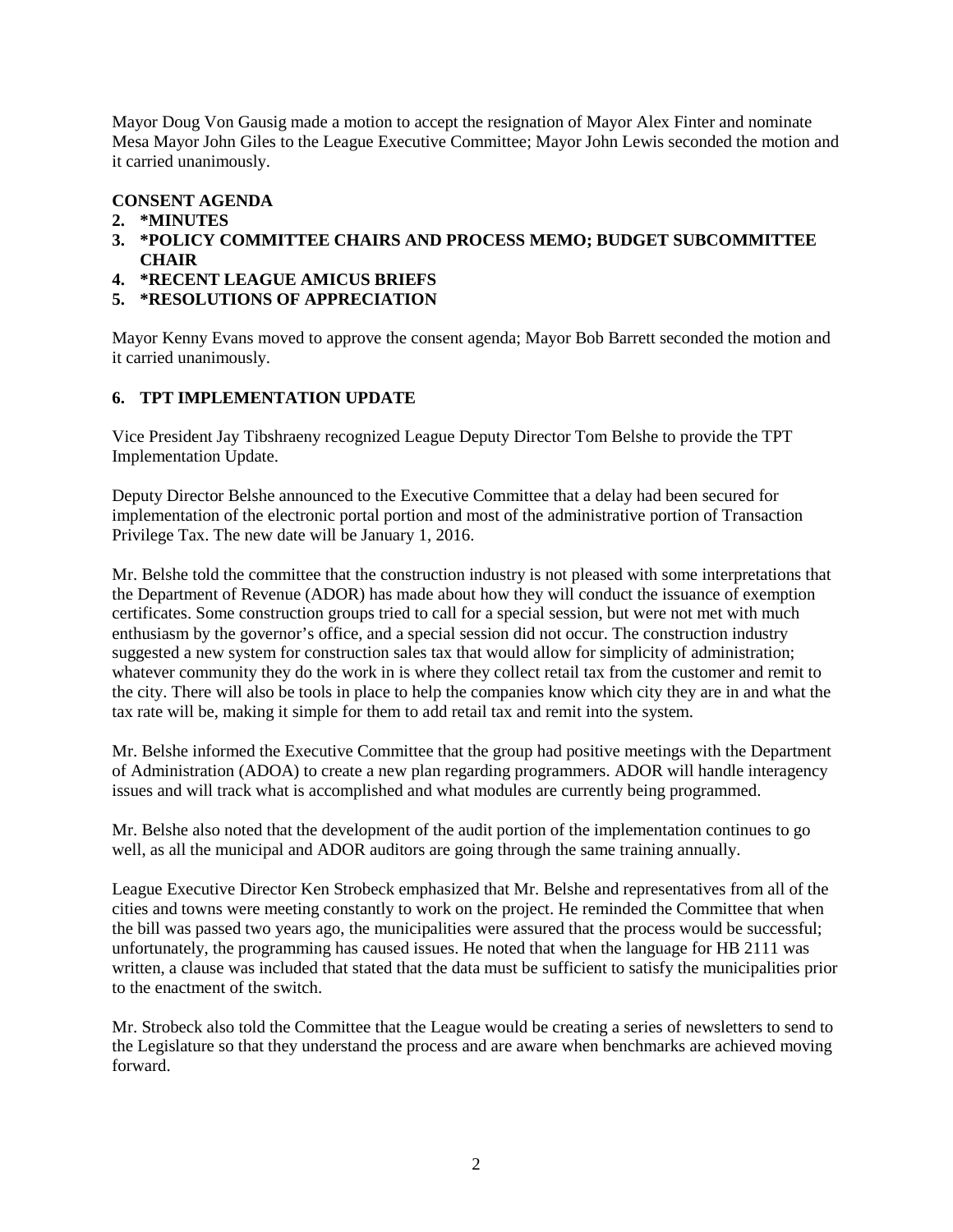Mayor Doug Von Gausig made a motion to accept the resignation of Mayor Alex Finter and nominate Mesa Mayor John Giles to the League Executive Committee; Mayor John Lewis seconded the motion and it carried unanimously.

**CONSENT AGENDA**

2. **\*MINUTES**
3. **\*POLICY COMMITTEE CHAIRS AND PROCESS MEMO; BUDGET SUBCOMMITTEE CHAIR**
4. **\*RECENT LEAGUE AMICUS BRIEFS**
5. **\*RESOLUTIONS OF APPRECIATION**

Mayor Kenny Evans moved to approve the consent agenda; Mayor Bob Barrett seconded the motion and it carried unanimously.

**6. TPT IMPLEMENTATION UPDATE**

Vice President Jay Tibshraeny recognized League Deputy Director Tom Belshe to provide the TPT Implementation Update.

Deputy Director Belshe announced to the Executive Committee that a delay had been secured for implementation of the electronic portal portion and most of the administrative portion of Transaction Privilege Tax. The new date will be January 1, 2016.

Mr. Belshe told the committee that the construction industry is not pleased with some interpretations that the Department of Revenue (ADOR) has made about how they will conduct the issuance of exemption certificates. Some construction groups tried to call for a special session, but were not met with much enthusiasm by the governor's office, and a special session did not occur. The construction industry suggested a new system for construction sales tax that would allow for simplicity of administration; whatever community they do the work in is where they collect retail tax from the customer and remit to the city. There will also be tools in place to help the companies know which city they are in and what the tax rate will be, making it simple for them to add retail tax and remit into the system.

Mr. Belshe informed the Executive Committee that the group had positive meetings with the Department of Administration (ADOA) to create a new plan regarding programmers. ADOR will handle interagency issues and will track what is accomplished and what modules are currently being programmed.

Mr. Belshe also noted that the development of the audit portion of the implementation continues to go well, as all the municipal and ADOR auditors are going through the same training annually.

League Executive Director Ken Strobeck emphasized that Mr. Belshe and representatives from all of the cities and towns were meeting constantly to work on the project. He reminded the Committee that when the bill was passed two years ago, the municipalities were assured that the process would be successful; unfortunately, the programming has caused issues. He noted that when the language for HB 2111 was written, a clause was included that stated that the data must be sufficient to satisfy the municipalities prior to the enactment of the switch.

Mr. Strobeck also told the Committee that the League would be creating a series of newsletters to send to the Legislature so that they understand the process and are aware when benchmarks are achieved moving forward.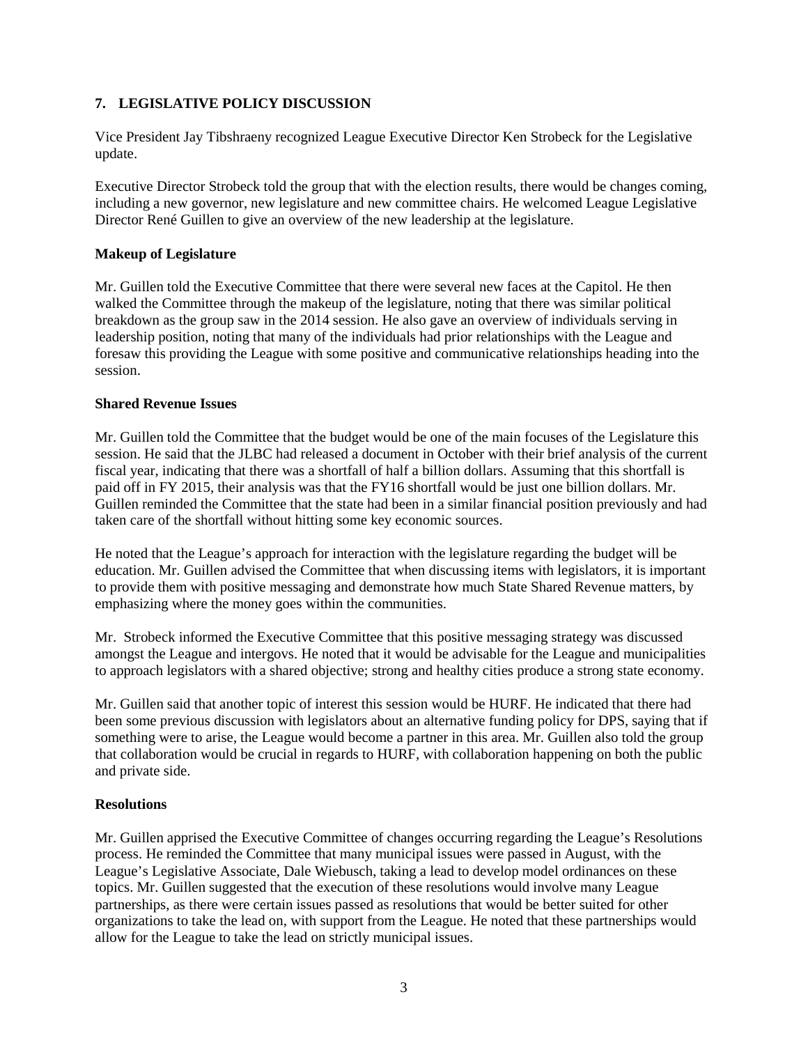## 7. LEGISLATIVE POLICY DISCUSSION

Vice President Jay Tibshraeny recognized League Executive Director Ken Strobeck for the Legislative update.

Executive Director Strobeck told the group that with the election results, there would be changes coming, including a new governor, new legislature and new committee chairs. He welcomed League Legislative Director René Guillen to give an overview of the new leadership at the legislature.

### Makeup of Legislature

Mr. Guillen told the Executive Committee that there were several new faces at the Capitol. He then walked the Committee through the makeup of the legislature, noting that there was similar political breakdown as the group saw in the 2014 session. He also gave an overview of individuals serving in leadership position, noting that many of the individuals had prior relationships with the League and foresaw this providing the League with some positive and communicative relationships heading into the session.

### Shared Revenue Issues

Mr. Guillen told the Committee that the budget would be one of the main focuses of the Legislature this session. He said that the JLBC had released a document in October with their brief analysis of the current fiscal year, indicating that there was a shortfall of half a billion dollars. Assuming that this shortfall is paid off in FY 2015, their analysis was that the FY16 shortfall would be just one billion dollars. Mr. Guillen reminded the Committee that the state had been in a similar financial position previously and had taken care of the shortfall without hitting some key economic sources.

He noted that the League's approach for interaction with the legislature regarding the budget will be education. Mr. Guillen advised the Committee that when discussing items with legislators, it is important to provide them with positive messaging and demonstrate how much State Shared Revenue matters, by emphasizing where the money goes within the communities.

Mr. Strobeck informed the Executive Committee that this positive messaging strategy was discussed amongst the League and intergovs. He noted that it would be advisable for the League and municipalities to approach legislators with a shared objective; strong and healthy cities produce a strong state economy.

Mr. Guillen said that another topic of interest this session would be HURF. He indicated that there had been some previous discussion with legislators about an alternative funding policy for DPS, saying that if something were to arise, the League would become a partner in this area. Mr. Guillen also told the group that collaboration would be crucial in regards to HURF, with collaboration happening on both the public and private side.

### Resolutions

Mr. Guillen apprised the Executive Committee of changes occurring regarding the League's Resolutions process. He reminded the Committee that many municipal issues were passed in August, with the League's Legislative Associate, Dale Wiebusch, taking a lead to develop model ordinances on these topics. Mr. Guillen suggested that the execution of these resolutions would involve many League partnerships, as there were certain issues passed as resolutions that would be better suited for other organizations to take the lead on, with support from the League. He noted that these partnerships would allow for the League to take the lead on strictly municipal issues.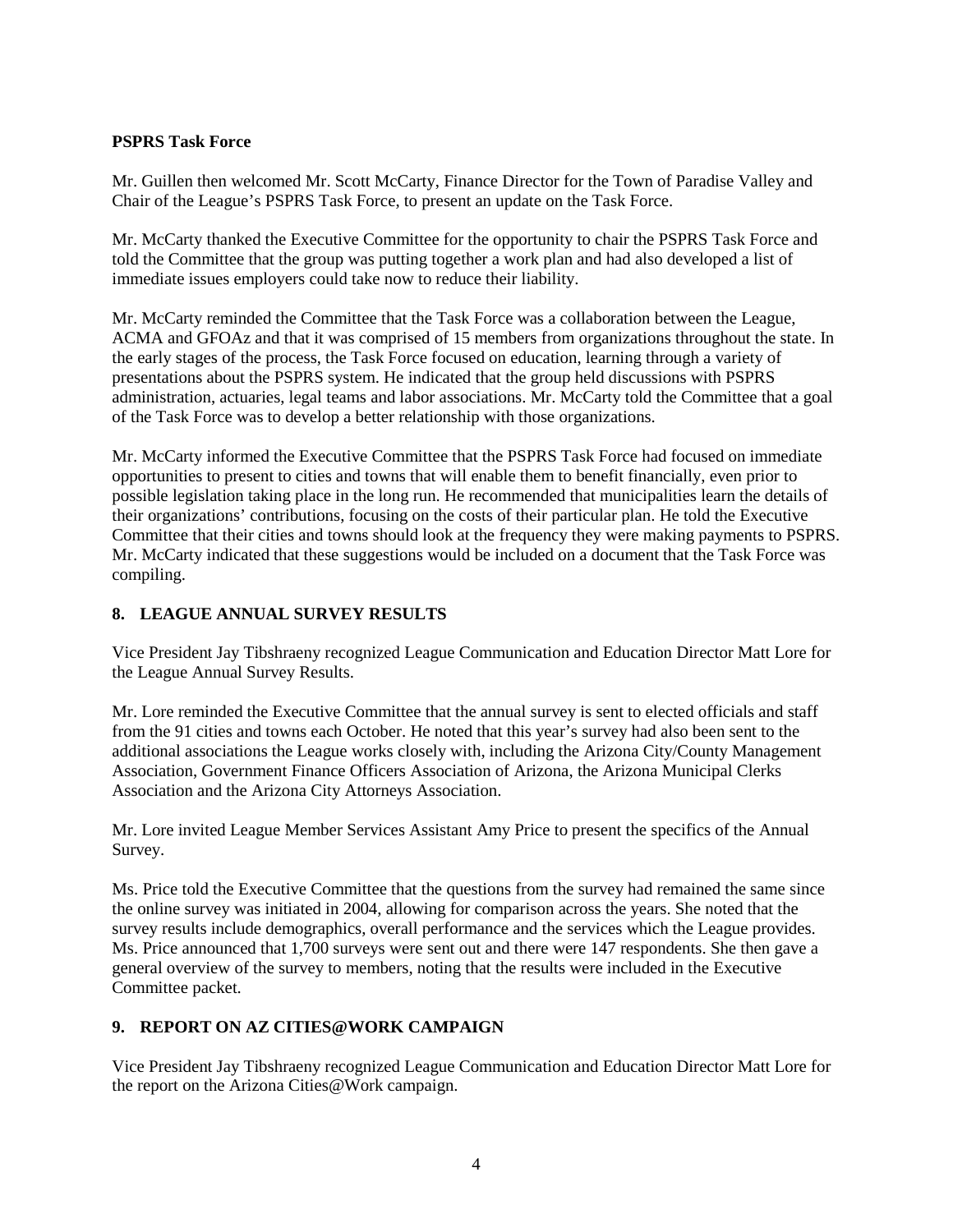**PSPRS Task Force**

Mr. Guillen then welcomed Mr. Scott McCarty, Finance Director for the Town of Paradise Valley and Chair of the League's PSPRS Task Force, to present an update on the Task Force.

Mr. McCarty thanked the Executive Committee for the opportunity to chair the PSPRS Task Force and told the Committee that the group was putting together a work plan and had also developed a list of immediate issues employers could take now to reduce their liability.

Mr. McCarty reminded the Committee that the Task Force was a collaboration between the League, ACMA and GFOAz and that it was comprised of 15 members from organizations throughout the state. In the early stages of the process, the Task Force focused on education, learning through a variety of presentations about the PSPRS system. He indicated that the group held discussions with PSPRS administration, actuaries, legal teams and labor associations. Mr. McCarty told the Committee that a goal of the Task Force was to develop a better relationship with those organizations.

Mr. McCarty informed the Executive Committee that the PSPRS Task Force had focused on immediate opportunities to present to cities and towns that will enable them to benefit financially, even prior to possible legislation taking place in the long run. He recommended that municipalities learn the details of their organizations' contributions, focusing on the costs of their particular plan. He told the Executive Committee that their cities and towns should look at the frequency they were making payments to PSPRS. Mr. McCarty indicated that these suggestions would be included on a document that the Task Force was compiling.

## 8. LEAGUE ANNUAL SURVEY RESULTS

Vice President Jay Tibshraeny recognized League Communication and Education Director Matt Lore for the League Annual Survey Results.

Mr. Lore reminded the Executive Committee that the annual survey is sent to elected officials and staff from the 91 cities and towns each October. He noted that this year's survey had also been sent to the additional associations the League works closely with, including the Arizona City/County Management Association, Government Finance Officers Association of Arizona, the Arizona Municipal Clerks Association and the Arizona City Attorneys Association.

Mr. Lore invited League Member Services Assistant Amy Price to present the specifics of the Annual Survey.

Ms. Price told the Executive Committee that the questions from the survey had remained the same since the online survey was initiated in 2004, allowing for comparison across the years. She noted that the survey results include demographics, overall performance and the services which the League provides. Ms. Price announced that 1,700 surveys were sent out and there were 147 respondents. She then gave a general overview of the survey to members, noting that the results were included in the Executive Committee packet.

## 9. REPORT ON AZ CITIES@WORK CAMPAIGN

Vice President Jay Tibshraeny recognized League Communication and Education Director Matt Lore for the report on the Arizona Cities@Work campaign.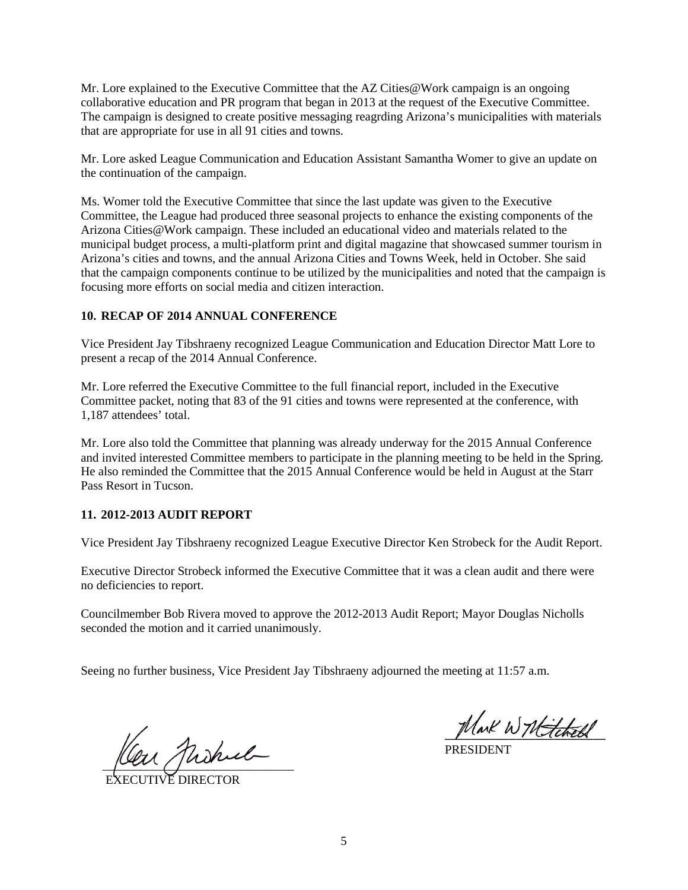Mr. Lore explained to the Executive Committee that the AZ Cities@Work campaign is an ongoing collaborative education and PR program that began in 2013 at the request of the Executive Committee. The campaign is designed to create positive messaging reagrding Arizona's municipalities with materials that are appropriate for use in all 91 cities and towns.

Mr. Lore asked League Communication and Education Assistant Samantha Womer to give an update on the continuation of the campaign.

Ms. Womer told the Executive Committee that since the last update was given to the Executive Committee, the League had produced three seasonal projects to enhance the existing components of the Arizona Cities@Work campaign. These included an educational video and materials related to the municipal budget process, a multi-platform print and digital magazine that showcased summer tourism in Arizona's cities and towns, and the annual Arizona Cities and Towns Week, held in October. She said that the campaign components continue to be utilized by the municipalities and noted that the campaign is focusing more efforts on social media and citizen interaction.

**10. RECAP OF 2014 ANNUAL CONFERENCE**

Vice President Jay Tibshraeny recognized League Communication and Education Director Matt Lore to present a recap of the 2014 Annual Conference.

Mr. Lore referred the Executive Committee to the full financial report, included in the Executive Committee packet, noting that 83 of the 91 cities and towns were represented at the conference, with 1,187 attendees' total.

Mr. Lore also told the Committee that planning was already underway for the 2015 Annual Conference and invited interested Committee members to participate in the planning meeting to be held in the Spring. He also reminded the Committee that the 2015 Annual Conference would be held in August at the Starr Pass Resort in Tucson.

**11. 2012-2013 AUDIT REPORT**

Vice President Jay Tibshraeny recognized League Executive Director Ken Strobeck for the Audit Report.

Executive Director Strobeck informed the Executive Committee that it was a clean audit and there were no deficiencies to report.

Councilmember Bob Rivera moved to approve the 2012-2013 Audit Report; Mayor Douglas Nicholls seconded the motion and it carried unanimously.

Seeing no further business, Vice President Jay Tibshraeny adjourned the meeting at 11:57 a.m.

EXECUTIVE DIRECTOR

PRESIDENT